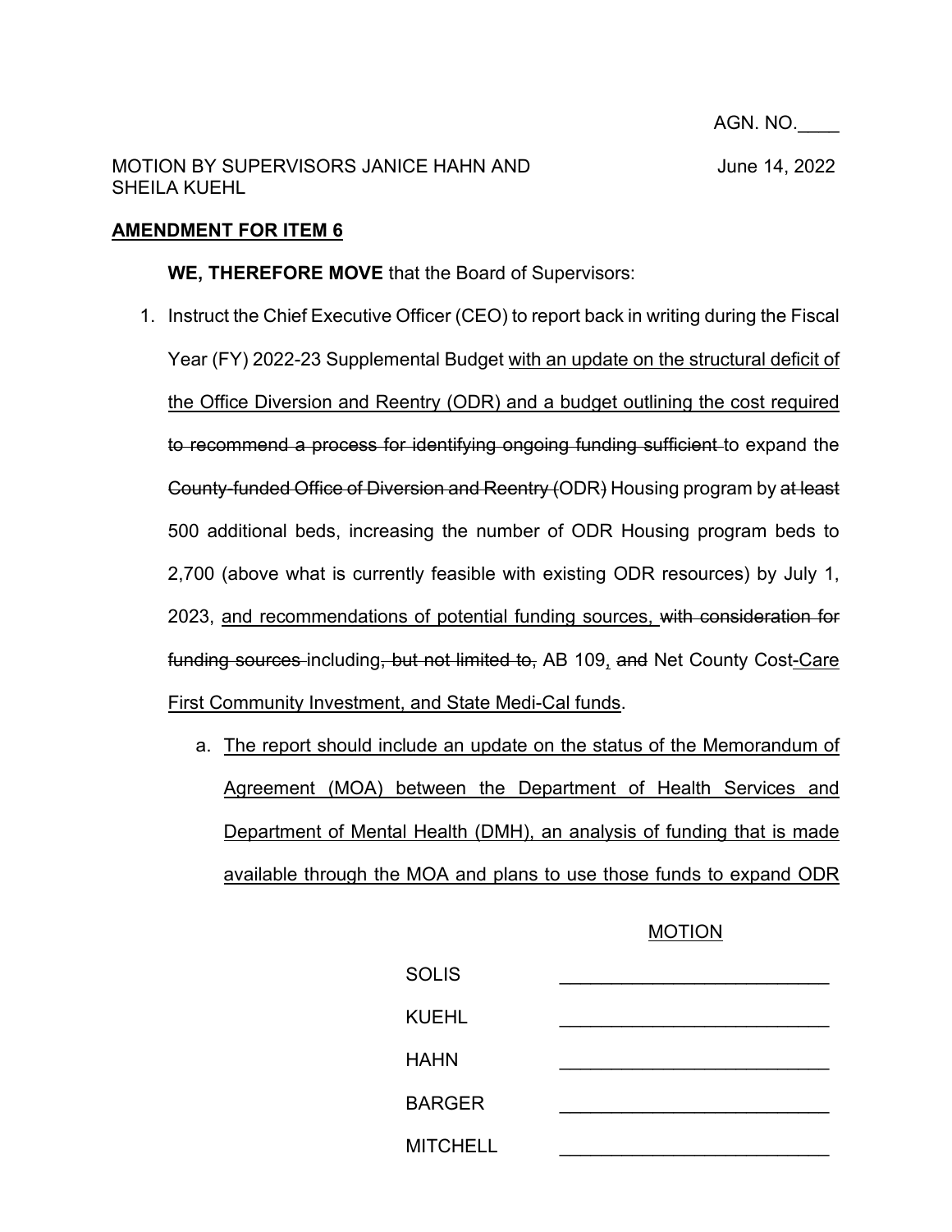AGN. NO.____

MOTION BY SUPERVISORS JANICE HAHN AND SHEILA KUEHL

June 14, 2022

**<u>AMENDMENT FOR ITEM 6</u>**

**WE, THEREFORE MOVE** that the Board of Supervisors:

1. Instruct the Chief Executive Officer (CEO) to report back in writing during the Fiscal Year (FY) 2022-23 Supplemental Budget <u>with an update on the structural deficit of the Office Diversion and Reentry (ODR) and a budget outlining the cost required</u> ~~to recommend a process for identifying ongoing funding sufficient~~ to expand the ~~County-funded Office of Diversion and Reentry (~~ODR~~)~~ Housing program by ~~at least~~ 500 additional beds, increasing the number of ODR Housing program beds to 2,700 (above what is currently feasible with existing ODR resources) by July 1, 2023, <u>and recommendations of potential funding sources,</u> ~~with consideration for funding sources~~ including~~, but not limited to,~~ AB 109<u>,</u> ~~and~~ Net County Cost<u>-Care First Community Investment, and State Medi-Cal funds</u>.

    a. <u>The report should include an update on the status of the Memorandum of Agreement (MOA) between the Department of Health Services and Department of Mental Health (DMH), an analysis of funding that is made available through the MOA and plans to use those funds to expand ODR</u>

<u>MOTION</u>

| | |
|---|---|
| SOLIS | _______________ |
| KUEHL | _______________ |
| HAHN | _______________ |
| BARGER | _______________ |
| MITCHELL | _______________ |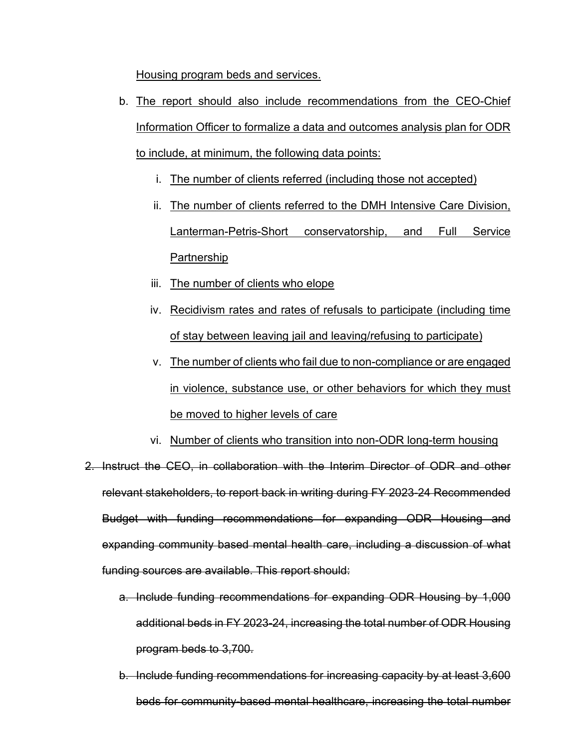<u>Housing program beds and services.</u>

   b. <u>The report should also include recommendations from the CEO-Chief Information Officer to formalize a data and outcomes analysis plan for ODR to include, at minimum, the following data points:</u>

      i. <u>The number of clients referred (including those not accepted)</u>

      ii. <u>The number of clients referred to the DMH Intensive Care Division, Lanterman-Petris-Short conservatorship, and Full Service Partnership</u>

      iii. <u>The number of clients who elope</u>

      iv. <u>Recidivism rates and rates of refusals to participate (including time of stay between leaving jail and leaving/refusing to participate)</u>

      v. <u>The number of clients who fail due to non-compliance or are engaged in violence, substance use, or other behaviors for which they must be moved to higher levels of care</u>

      vi. <u>Number of clients who transition into non-ODR long-term housing</u>

2. ~~Instruct the CEO, in collaboration with the Interim Director of ODR and other relevant stakeholders, to report back in writing during FY 2023-24 Recommended Budget with funding recommendations for expanding ODR Housing and expanding community based mental health care, including a discussion of what funding sources are available. This report should:~~

   a. ~~Include funding recommendations for expanding ODR Housing by 1,000 additional beds in FY 2023-24, increasing the total number of ODR Housing program beds to 3,700.~~

   b. ~~Include funding recommendations for increasing capacity by at least 3,600 beds for community-based mental healthcare, increasing the total number~~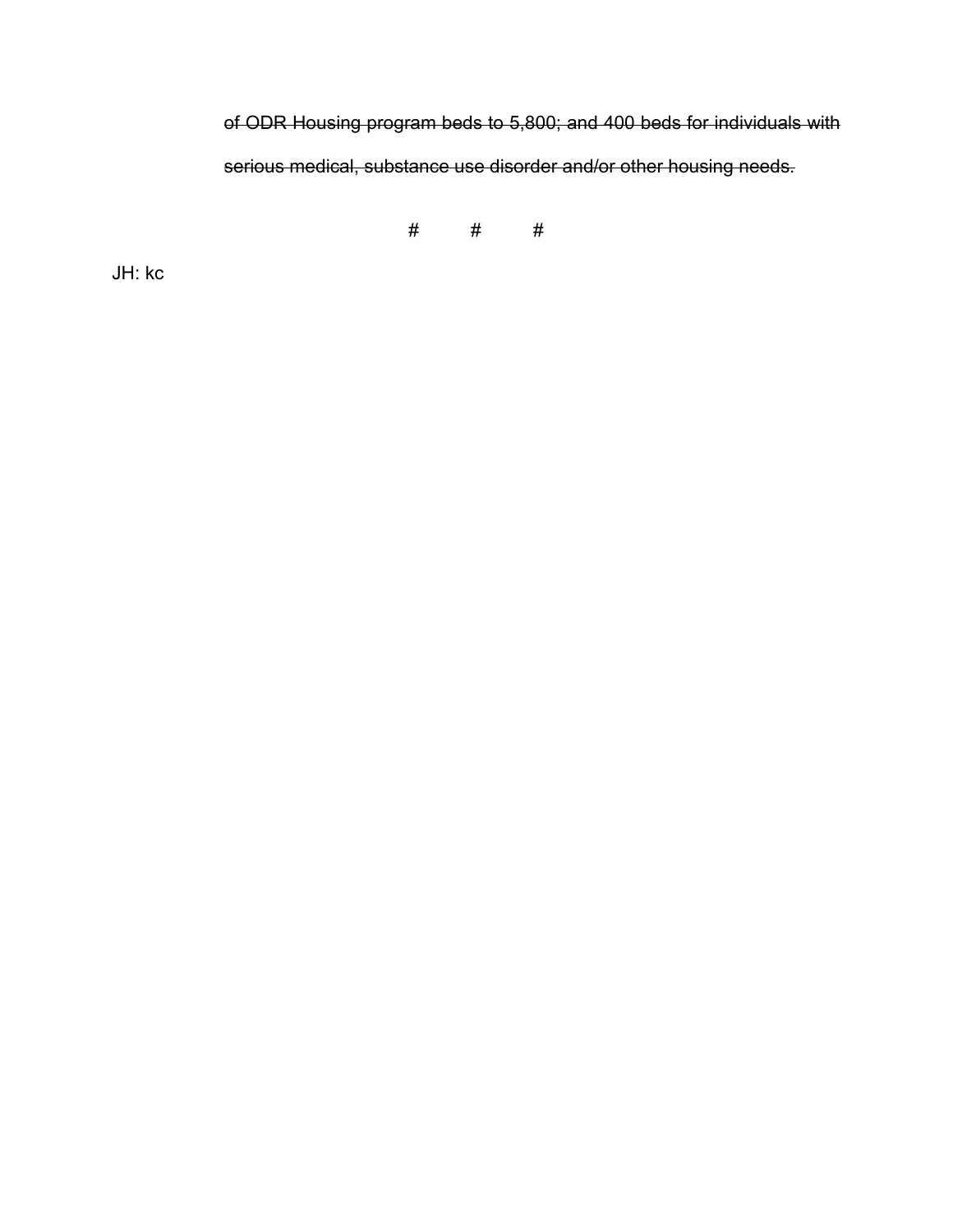~~of ODR Housing program beds to 5,800; and 400 beds for individuals with serious medical, substance use disorder and/or other housing needs.~~

# # #

JH: kc